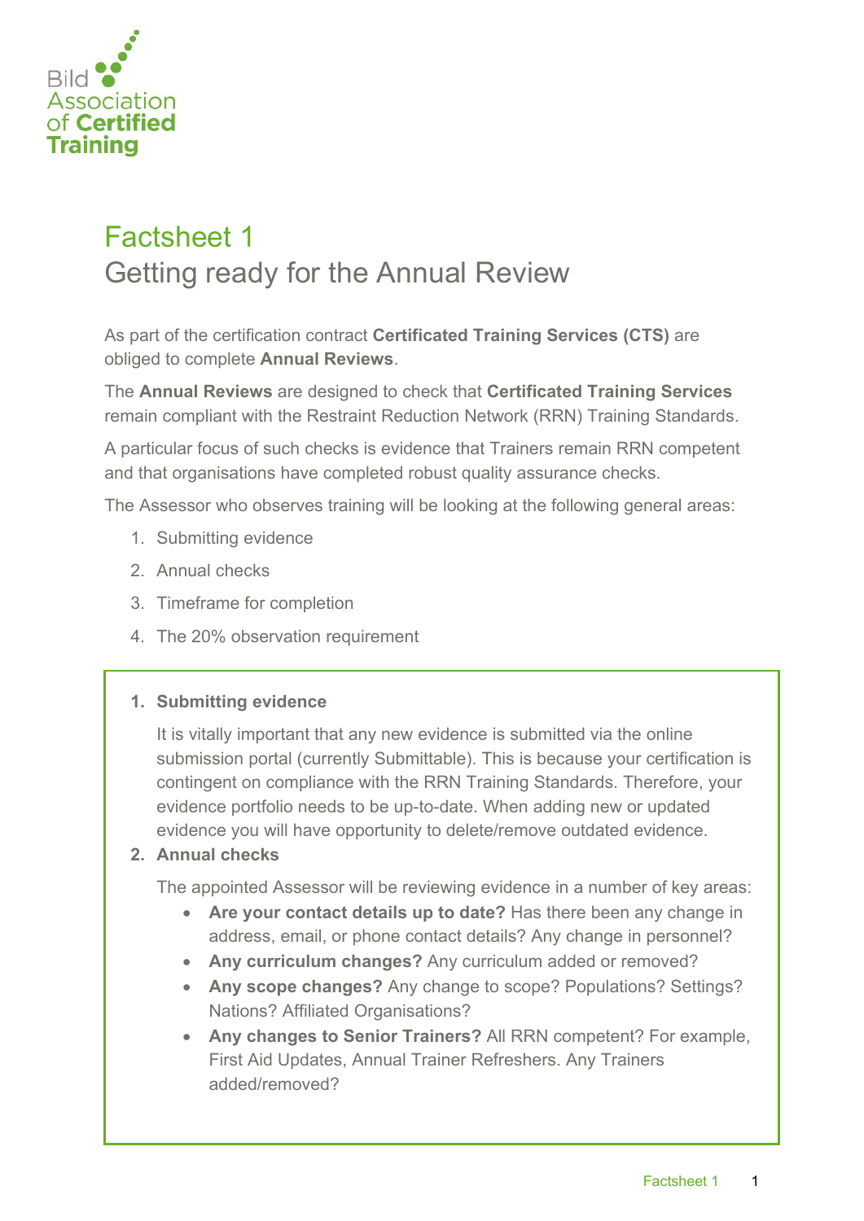Bild Association of Certified Training

# Factsheet 1

## Getting ready for the Annual Review

As part of the certification contract **Certificated Training Services (CTS)** are obliged to complete **Annual Reviews**.

The **Annual Reviews** are designed to check that **Certificated Training Services** remain compliant with the Restraint Reduction Network (RRN) Training Standards.

A particular focus of such checks is evidence that Trainers remain RRN competent and that organisations have completed robust quality assurance checks.

The Assessor who observes training will be looking at the following general areas:

1. Submitting evidence
2. Annual checks
3. Timeframe for completion
4. The 20% observation requirement

1. **Submitting evidence**

   It is vitally important that any new evidence is submitted via the online submission portal (currently Submittable). This is because your certification is contingent on compliance with the RRN Training Standards. Therefore, your evidence portfolio needs to be up-to-date. When adding new or updated evidence you will have opportunity to delete/remove outdated evidence.

2. **Annual checks**

   The appointed Assessor will be reviewing evidence in a number of key areas:

   - **Are your contact details up to date?** Has there been any change in address, email, or phone contact details? Any change in personnel?
   - **Any curriculum changes?** Any curriculum added or removed?
   - **Any scope changes?** Any change to scope? Populations? Settings? Nations? Affiliated Organisations?
   - **Any changes to Senior Trainers?** All RRN competent? For example, First Aid Updates, Annual Trainer Refreshers. Any Trainers added/removed?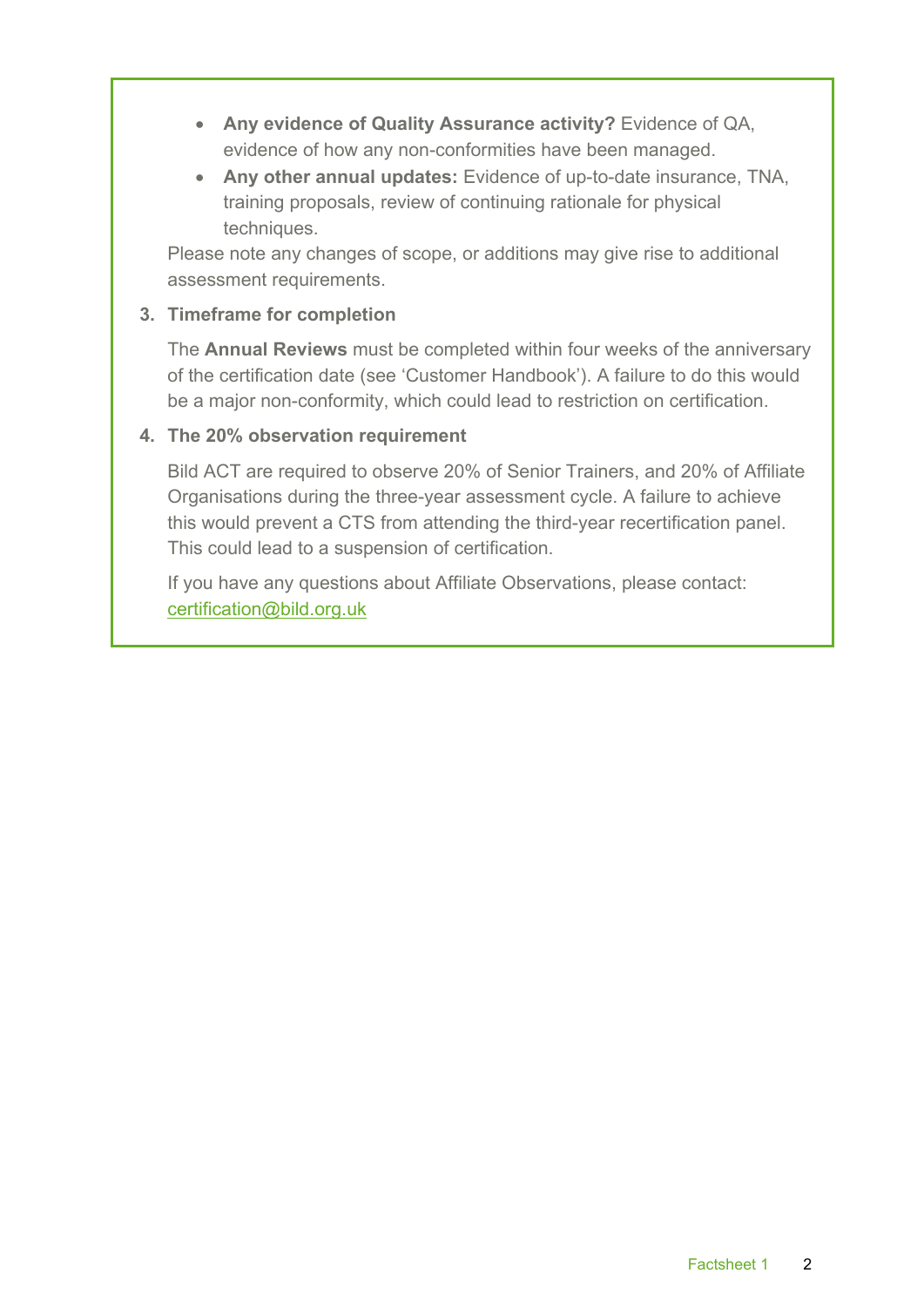- **Any evidence of Quality Assurance activity?** Evidence of QA, evidence of how any non-conformities have been managed.
- **Any other annual updates:** Evidence of up-to-date insurance, TNA, training proposals, review of continuing rationale for physical techniques.

Please note any changes of scope, or additions may give rise to additional assessment requirements.

3. **Timeframe for completion**

   The **Annual Reviews** must be completed within four weeks of the anniversary of the certification date (see 'Customer Handbook'). A failure to do this would be a major non-conformity, which could lead to restriction on certification.

4. **The 20% observation requirement**

   Bild ACT are required to observe 20% of Senior Trainers, and 20% of Affiliate Organisations during the three-year assessment cycle. A failure to achieve this would prevent a CTS from attending the third-year recertification panel. This could lead to a suspension of certification.

   If you have any questions about Affiliate Observations, please contact: certification@bild.org.uk